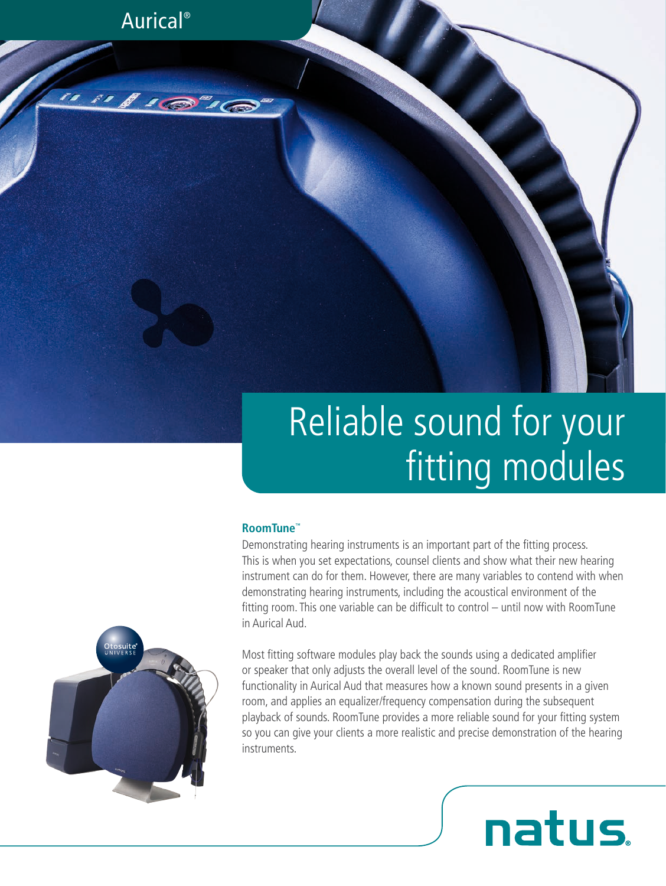Aurical®

# Reliable sound for your fitting modules

## RoomTune™

Demonstrating hearing instruments is an important part of the fitting process. This is when you set expectations, counsel clients and show what their new hearing instrument can do for them. However, there are many variables to contend with when demonstrating hearing instruments, including the acoustical environment of the fitting room. This one variable can be difficult to control – until now with RoomTune in Aurical Aud.

Most fitting software modules play back the sounds using a dedicated amplifier or speaker that only adjusts the overall level of the sound. RoomTune is new functionality in Aurical Aud that measures how a known sound presents in a given room, and applies an equalizer/frequency compensation during the subsequent playback of sounds. RoomTune provides a more reliable sound for your fitting system so you can give your clients a more realistic and precise demonstration of the hearing instruments.

natus.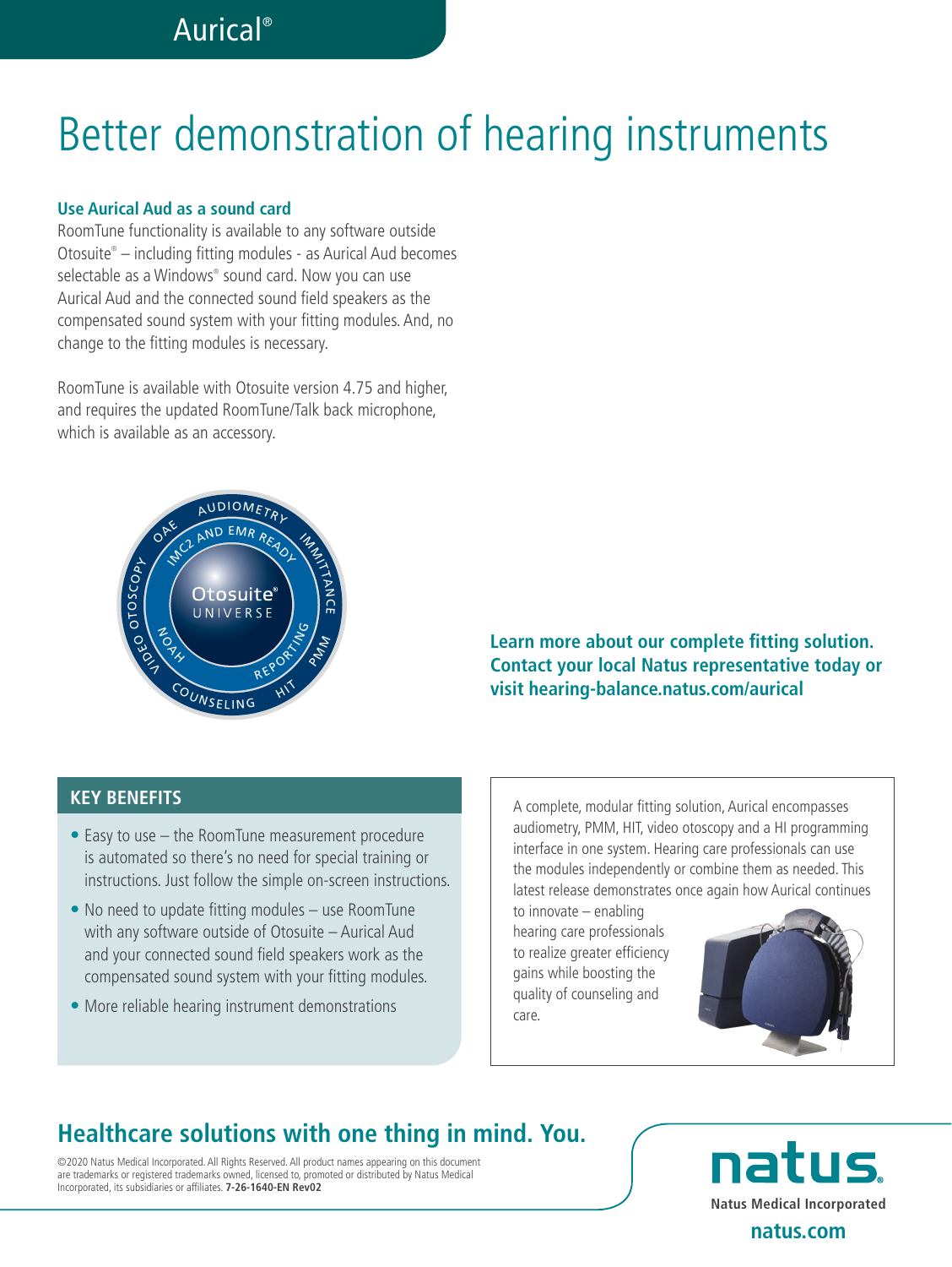Aurical®

# Better demonstration of hearing instruments

### Use Aurical Aud as a sound card

RoomTune functionality is available to any software outside Otosuite® – including fitting modules - as Aurical Aud becomes selectable as a Windows® sound card. Now you can use Aurical Aud and the connected sound field speakers as the compensated sound system with your fitting modules. And, no change to the fitting modules is necessary.

RoomTune is available with Otosuite version 4.75 and higher, and requires the updated RoomTune/Talk back microphone, which is available as an accessory.

AUDIOMETRY
IMC2 AND EMR READY
IMMITTANCE
PMM
HIT
COUNSELING
REPORTING
NOAH
VIDEO OTOSCOPY
OAE
Otosuite® UNIVERSE

**Learn more about our complete fitting solution. Contact your local Natus representative today or visit hearing-balance.natus.com/aurical**

## KEY BENEFITS

- Easy to use – the RoomTune measurement procedure is automated so there's no need for special training or instructions. Just follow the simple on-screen instructions.
- No need to update fitting modules – use RoomTune with any software outside of Otosuite – Aurical Aud and your connected sound field speakers work as the compensated sound system with your fitting modules.
- More reliable hearing instrument demonstrations

A complete, modular fitting solution, Aurical encompasses audiometry, PMM, HIT, video otoscopy and a HI programming interface in one system. Hearing care professionals can use the modules independently or combine them as needed. This latest release demonstrates once again how Aurical continues to innovate – enabling hearing care professionals to realize greater efficiency gains while boosting the quality of counseling and care.

## Healthcare solutions with one thing in mind. You.

©2020 Natus Medical Incorporated. All Rights Reserved. All product names appearing on this document are trademarks or registered trademarks owned, licensed to, promoted or distributed by Natus Medical Incorporated, its subsidiaries or affiliates. **7-26-1640-EN Rev02**

natus.
Natus Medical Incorporated
natus.com